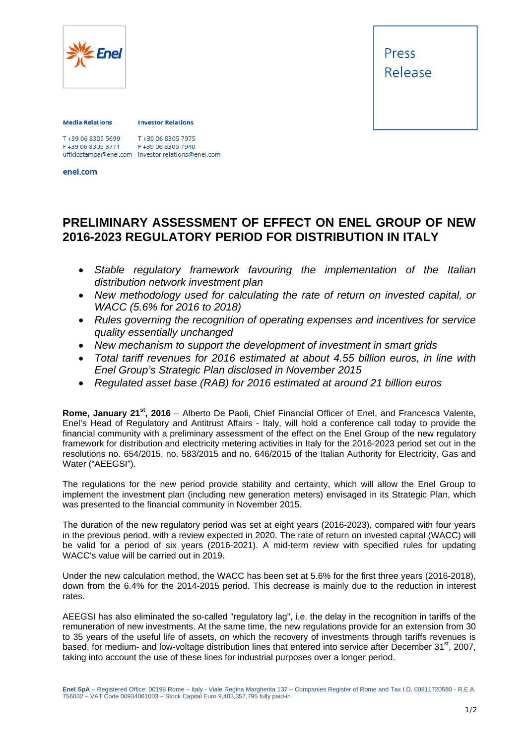Press Release

**Media Relations**

T +39 06 8305 5699
F +39 06 8305 3771
ufficiostampa@enel.com

**Investor Relations**

T +39 06 8305 7975
F +39 06 8305 7940
investor.relations@enel.com

**enel.com**

# PRELIMINARY ASSESSMENT OF EFFECT ON ENEL GROUP OF NEW 2016-2023 REGULATORY PERIOD FOR DISTRIBUTION IN ITALY

- *Stable regulatory framework favouring the implementation of the Italian distribution network investment plan*
- *New methodology used for calculating the rate of return on invested capital, or WACC (5.6% for 2016 to 2018)*
- *Rules governing the recognition of operating expenses and incentives for service quality essentially unchanged*
- *New mechanism to support the development of investment in smart grids*
- *Total tariff revenues for 2016 estimated at about 4.55 billion euros, in line with Enel Group's Strategic Plan disclosed in November 2015*
- *Regulated asset base (RAB) for 2016 estimated at around 21 billion euros*

**Rome, January 21st, 2016** – Alberto De Paoli, Chief Financial Officer of Enel, and Francesca Valente, Enel's Head of Regulatory and Antitrust Affairs - Italy, will hold a conference call today to provide the financial community with a preliminary assessment of the effect on the Enel Group of the new regulatory framework for distribution and electricity metering activities in Italy for the 2016-2023 period set out in the resolutions no. 654/2015, no. 583/2015 and no. 646/2015 of the Italian Authority for Electricity, Gas and Water ("AEEGSI").

The regulations for the new period provide stability and certainty, which will allow the Enel Group to implement the investment plan (including new generation meters) envisaged in its Strategic Plan, which was presented to the financial community in November 2015.

The duration of the new regulatory period was set at eight years (2016-2023), compared with four years in the previous period, with a review expected in 2020. The rate of return on invested capital (WACC) will be valid for a period of six years (2016-2021). A mid-term review with specified rules for updating WACC's value will be carried out in 2019.

Under the new calculation method, the WACC has been set at 5.6% for the first three years (2016-2018), down from the 6.4% for the 2014-2015 period. This decrease is mainly due to the reduction in interest rates.

AEEGSI has also eliminated the so-called "regulatory lag", i.e. the delay in the recognition in tariffs of the remuneration of new investments. At the same time, the new regulations provide for an extension from 30 to 35 years of the useful life of assets, on which the recovery of investments through tariffs revenues is based, for medium- and low-voltage distribution lines that entered into service after December 31st, 2007, taking into account the use of these lines for industrial purposes over a longer period.

**Enel SpA** – Registered Office: 00198 Rome – Italy - Viale Regina Margherita 137 – Companies Register of Rome and Tax I.D. 00811720580 - R.E.A. 756032 – VAT Code 00934061003 – Stock Capital Euro 9,403,357,795 fully paid-in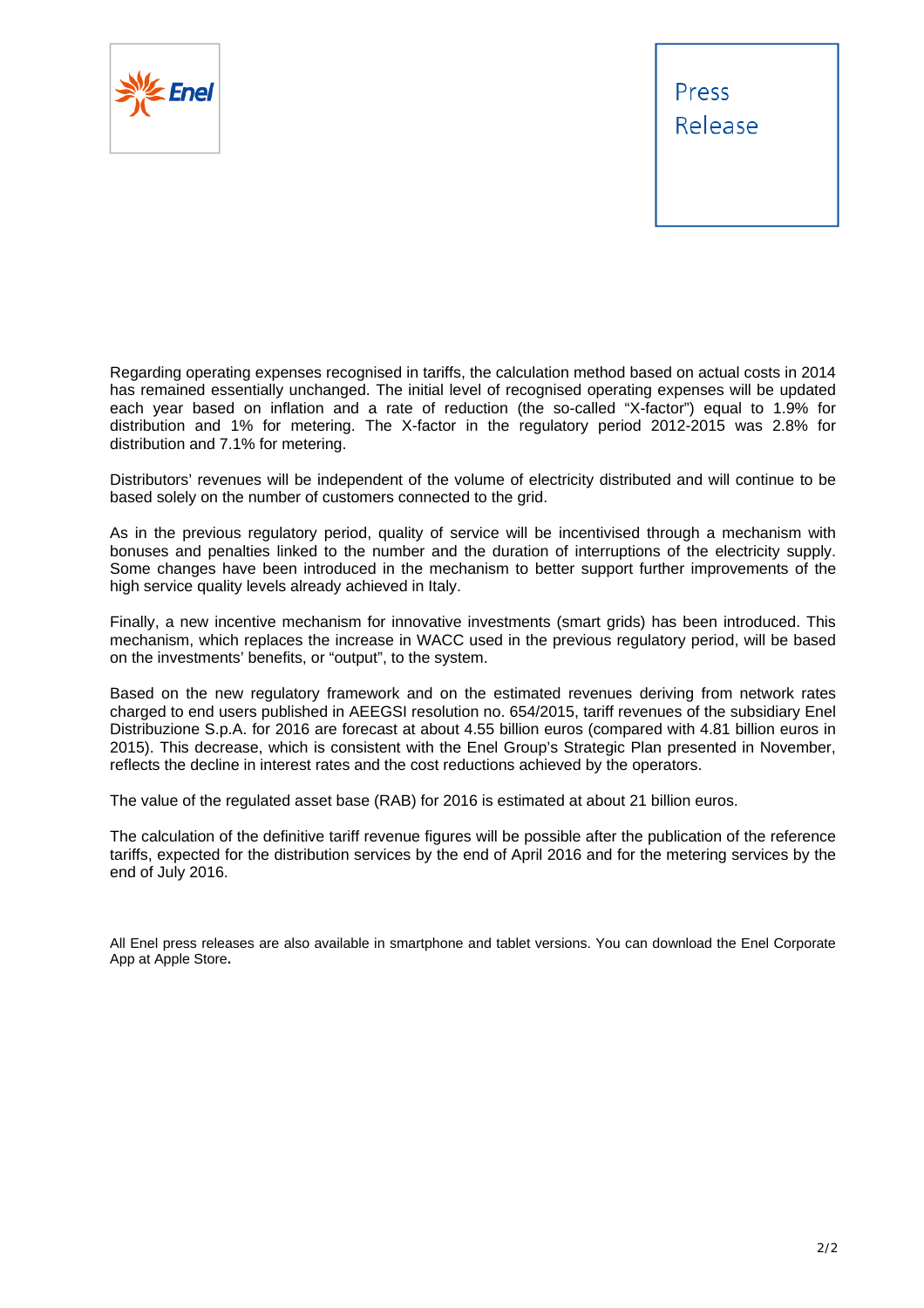Regarding operating expenses recognised in tariffs, the calculation method based on actual costs in 2014 has remained essentially unchanged. The initial level of recognised operating expenses will be updated each year based on inflation and a rate of reduction (the so-called “X-factor”) equal to 1.9% for distribution and 1% for metering. The X-factor in the regulatory period 2012-2015 was 2.8% for distribution and 7.1% for metering.

Distributors’ revenues will be independent of the volume of electricity distributed and will continue to be based solely on the number of customers connected to the grid.

As in the previous regulatory period, quality of service will be incentivised through a mechanism with bonuses and penalties linked to the number and the duration of interruptions of the electricity supply. Some changes have been introduced in the mechanism to better support further improvements of the high service quality levels already achieved in Italy.

Finally, a new incentive mechanism for innovative investments (smart grids) has been introduced. This mechanism, which replaces the increase in WACC used in the previous regulatory period, will be based on the investments’ benefits, or “output”, to the system.

Based on the new regulatory framework and on the estimated revenues deriving from network rates charged to end users published in AEEGSI resolution no. 654/2015, tariff revenues of the subsidiary Enel Distribuzione S.p.A. for 2016 are forecast at about 4.55 billion euros (compared with 4.81 billion euros in 2015). This decrease, which is consistent with the Enel Group’s Strategic Plan presented in November, reflects the decline in interest rates and the cost reductions achieved by the operators.

The value of the regulated asset base (RAB) for 2016 is estimated at about 21 billion euros.

The calculation of the definitive tariff revenue figures will be possible after the publication of the reference tariffs, expected for the distribution services by the end of April 2016 and for the metering services by the end of July 2016.

All Enel press releases are also available in smartphone and tablet versions. You can download the Enel Corporate App at Apple Store**.**